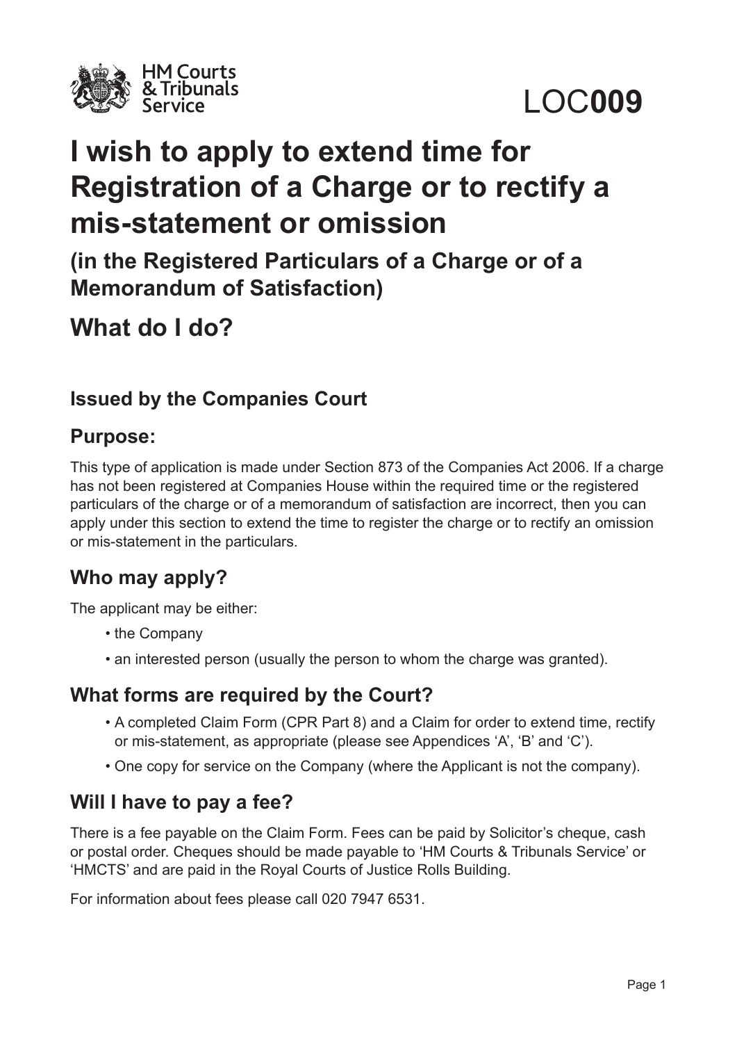LOC**009**

# I wish to apply to extend time for Registration of a Charge or to rectify a mis-statement or omission

## (in the Registered Particulars of a Charge or of a Memorandum of Satisfaction)

## What do I do?

### Issued by the Companies Court

### Purpose:

This type of application is made under Section 873 of the Companies Act 2006. If a charge has not been registered at Companies House within the required time or the registered particulars of the charge or of a memorandum of satisfaction are incorrect, then you can apply under this section to extend the time to register the charge or to rectify an omission or mis-statement in the particulars.

### Who may apply?

The applicant may be either:

- the Company
- an interested person (usually the person to whom the charge was granted).

### What forms are required by the Court?

- A completed Claim Form (CPR Part 8) and a Claim for order to extend time, rectify or mis-statement, as appropriate (please see Appendices 'A', 'B' and 'C').
- One copy for service on the Company (where the Applicant is not the company).

### Will I have to pay a fee?

There is a fee payable on the Claim Form. Fees can be paid by Solicitor's cheque, cash or postal order. Cheques should be made payable to 'HM Courts & Tribunals Service' or 'HMCTS' and are paid in the Royal Courts of Justice Rolls Building.

For information about fees please call 020 7947 6531.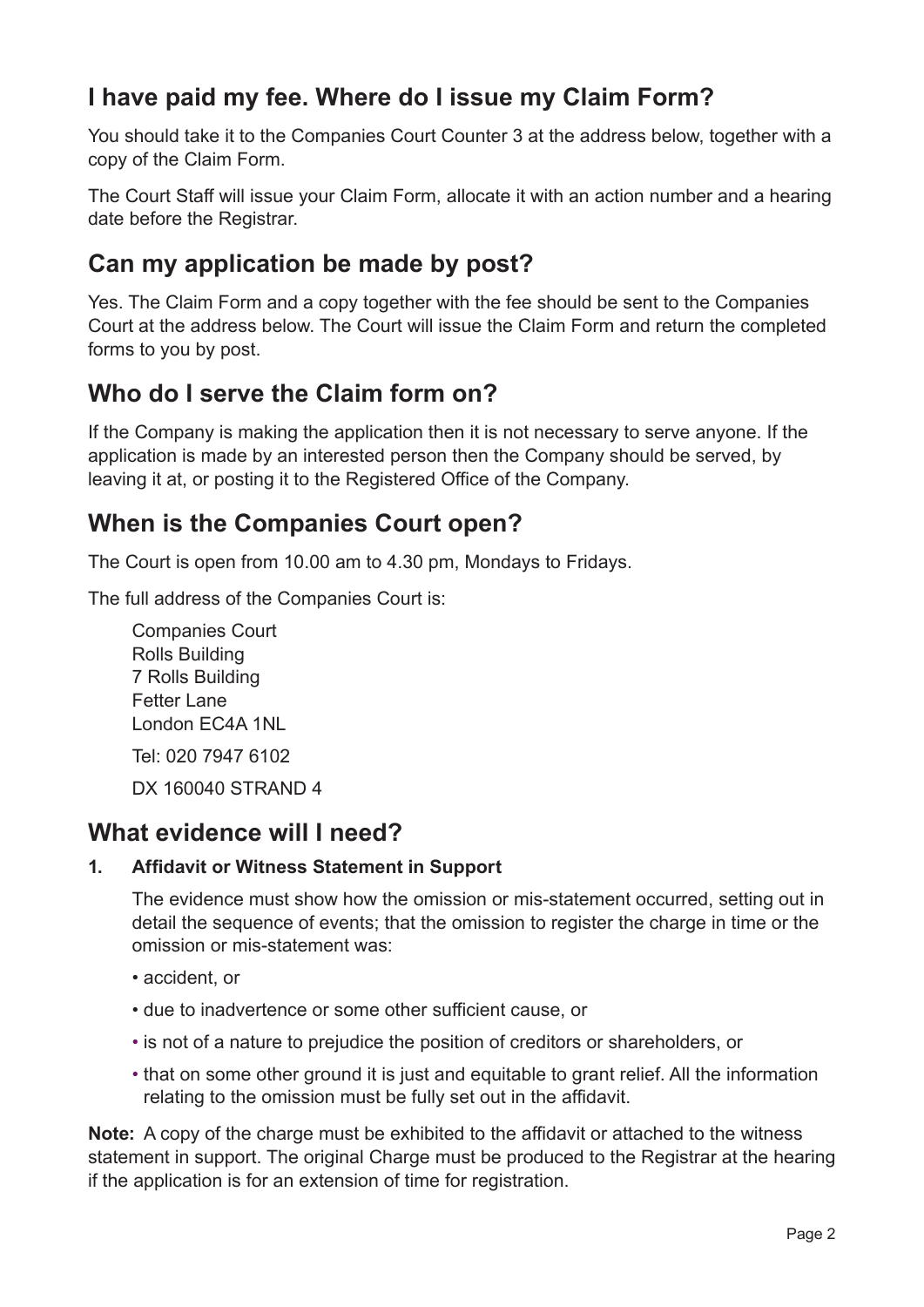## I have paid my fee. Where do I issue my Claim Form?

You should take it to the Companies Court Counter 3 at the address below, together with a copy of the Claim Form.

The Court Staff will issue your Claim Form, allocate it with an action number and a hearing date before the Registrar.

## Can my application be made by post?

Yes. The Claim Form and a copy together with the fee should be sent to the Companies Court at the address below. The Court will issue the Claim Form and return the completed forms to you by post.

## Who do I serve the Claim form on?

If the Company is making the application then it is not necessary to serve anyone. If the application is made by an interested person then the Company should be served, by leaving it at, or posting it to the Registered Office of the Company.

## When is the Companies Court open?

The Court is open from 10.00 am to 4.30 pm, Mondays to Fridays.

The full address of the Companies Court is:

Companies Court
Rolls Building
7 Rolls Building
Fetter Lane
London EC4A 1NL

Tel: 020 7947 6102

DX 160040 STRAND 4

## What evidence will I need?

**1. Affidavit or Witness Statement in Support**

The evidence must show how the omission or mis-statement occurred, setting out in detail the sequence of events; that the omission to register the charge in time or the omission or mis-statement was:

- accident, or
- due to inadvertence or some other sufficient cause, or
- is not of a nature to prejudice the position of creditors or shareholders, or
- that on some other ground it is just and equitable to grant relief. All the information relating to the omission must be fully set out in the affidavit.

**Note:** A copy of the charge must be exhibited to the affidavit or attached to the witness statement in support. The original Charge must be produced to the Registrar at the hearing if the application is for an extension of time for registration.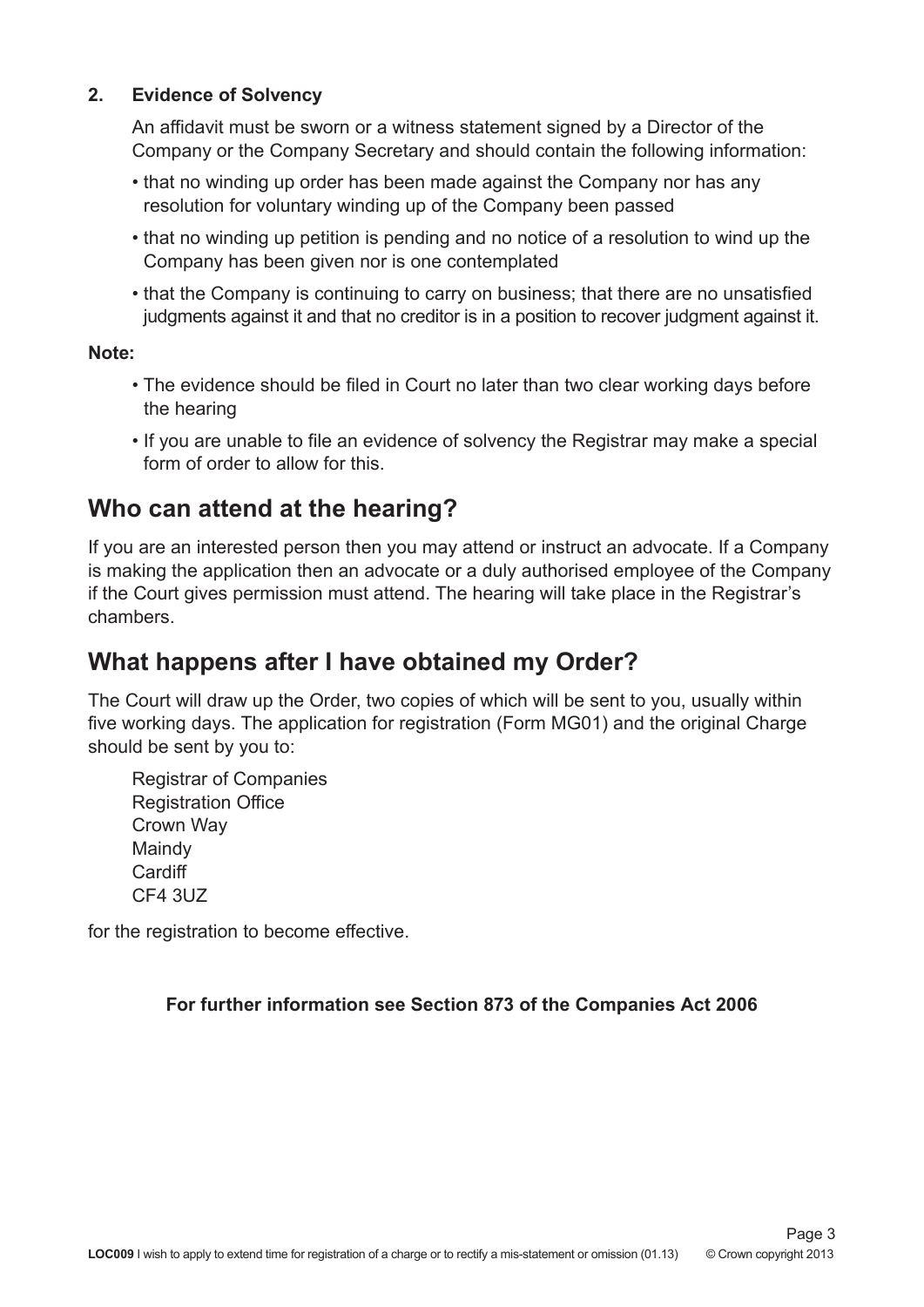**2. Evidence of Solvency**

An affidavit must be sworn or a witness statement signed by a Director of the Company or the Company Secretary and should contain the following information:

- that no winding up order has been made against the Company nor has any resolution for voluntary winding up of the Company been passed
- that no winding up petition is pending and no notice of a resolution to wind up the Company has been given nor is one contemplated
- that the Company is continuing to carry on business; that there are no unsatisfied judgments against it and that no creditor is in a position to recover judgment against it.

**Note:**

- The evidence should be filed in Court no later than two clear working days before the hearing
- If you are unable to file an evidence of solvency the Registrar may make a special form of order to allow for this.

## Who can attend at the hearing?

If you are an interested person then you may attend or instruct an advocate. If a Company is making the application then an advocate or a duly authorised employee of the Company if the Court gives permission must attend. The hearing will take place in the Registrar's chambers.

## What happens after I have obtained my Order?

The Court will draw up the Order, two copies of which will be sent to you, usually within five working days. The application for registration (Form MG01) and the original Charge should be sent by you to:

Registrar of Companies
Registration Office
Crown Way
Maindy
Cardiff
CF4 3UZ

for the registration to become effective.

**For further information see Section 873 of the Companies Act 2006**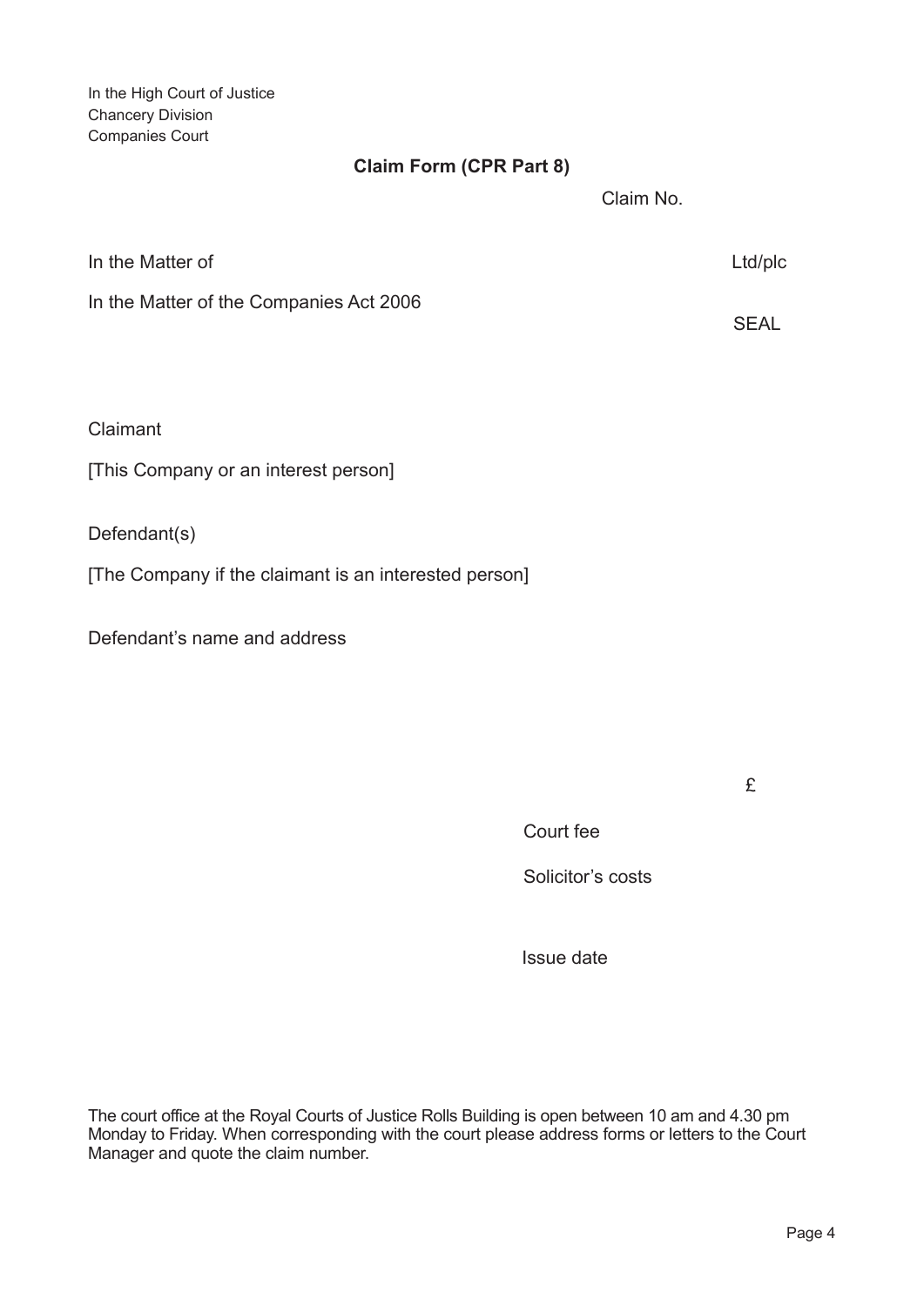In the High Court of Justice
Chancery Division
Companies Court

**Claim Form (CPR Part 8)**

Claim No.

In the Matter of Ltd/plc

In the Matter of the Companies Act 2006

SEAL

Claimant

[This Company or an interest person]

Defendant(s)

[The Company if the claimant is an interested person]

Defendant's name and address

| | £ |
|---|---|
| Court fee | |
| Solicitor's costs | |
| | |
| Issue date | |

The court office at the Royal Courts of Justice Rolls Building is open between 10 am and 4.30 pm Monday to Friday. When corresponding with the court please address forms or letters to the Court Manager and quote the claim number.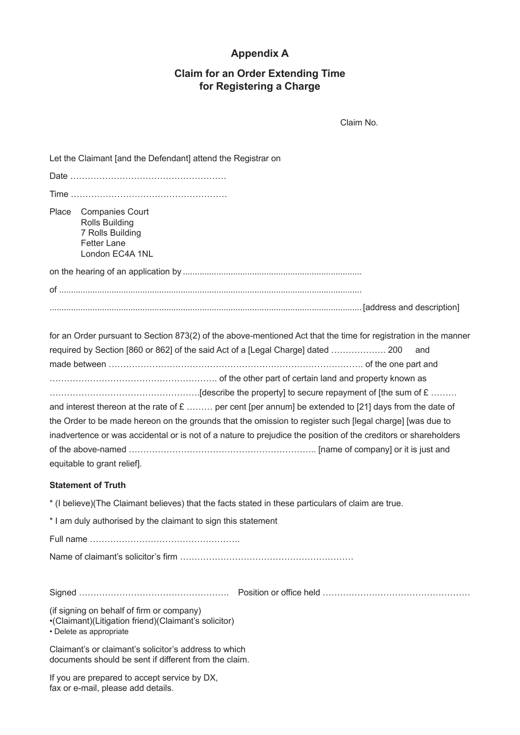## Appendix A

## Claim for an Order Extending Time for Registering a Charge

Claim No.

Let the Claimant [and the Defendant] attend the Registrar on

Date ………………………………………………

Time ………………………………………………

Place Companies Court
Rolls Building
7 Rolls Building
Fetter Lane
London EC4A 1NL

on the hearing of an application by ..........................................................................

of ..............................................................................................................................

................................................................................................................................ [address and description]

for an Order pursuant to Section 873(2) of the above-mentioned Act that the time for registration in the manner required by Section [860 or 862] of the said Act of a [Legal Charge] dated ………………. 200 and made between ……………………………………………………………………………. of the one part and …………………………………………………. of the other part of certain land and property known as …………………………………………….[describe the property] to secure repayment of [the sum of £ ……… and interest thereon at the rate of £ ……… per cent [per annum] be extended to [21] days from the date of the Order to be made hereon on the grounds that the omission to register such [legal charge] [was due to inadvertence or was accidental or is not of a nature to prejudice the position of the creditors or shareholders of the above-named ……………………………………………………….. [name of company] or it is just and equitable to grant relief].

**Statement of Truth**

* (I believe)(The Claimant believes) that the facts stated in these particulars of claim are true.

* I am duly authorised by the claimant to sign this statement

Full name …………………………………………….

Name of claimant's solicitor's firm ……………………………………………………

Signed ……………………………………………. Position or office held ……………………………………………

(if signing on behalf of firm or company)
•(Claimant)(Litigation friend)(Claimant's solicitor)
• Delete as appropriate

Claimant's or claimant's solicitor's address to which documents should be sent if different from the claim.

If you are prepared to accept service by DX, fax or e-mail, please add details.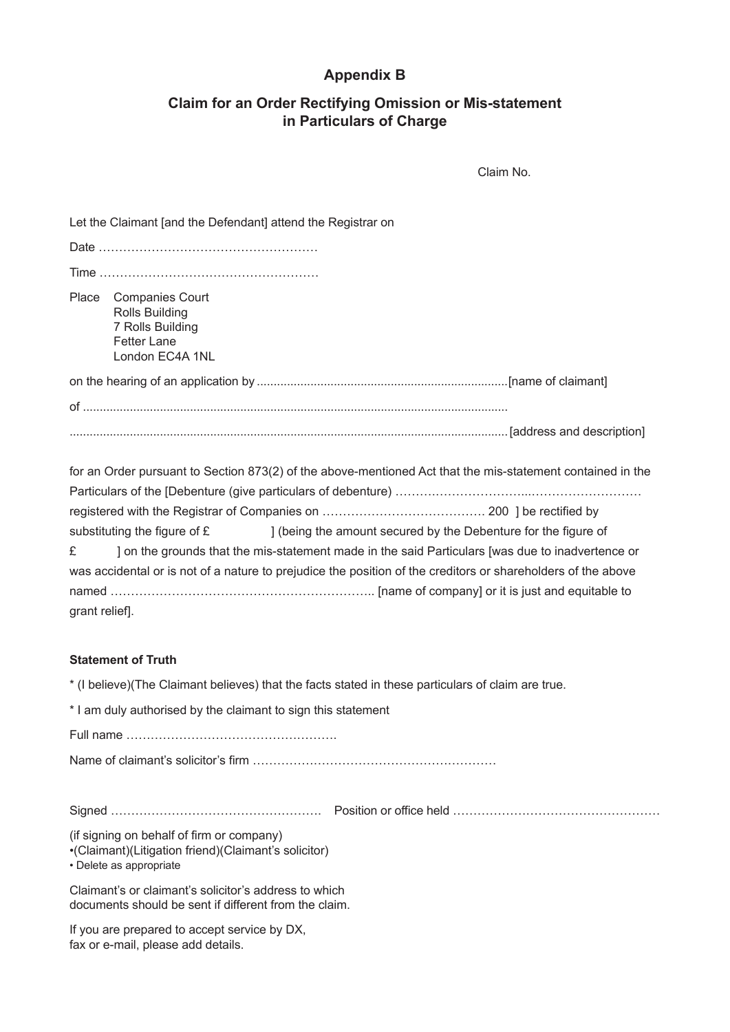# Appendix B

## Claim for an Order Rectifying Omission or Mis-statement in Particulars of Charge

Claim No.

Let the Claimant [and the Defendant] attend the Registrar on

Date ………………………………………………

Time ………………………………………………

Place Companies Court
Rolls Building
7 Rolls Building
Fetter Lane
London EC4A 1NL

on the hearing of an application by ..........................................................................[name of claimant]

of ...............................................................................................................................

.................................................................................................................................[address and description]

for an Order pursuant to Section 873(2) of the above-mentioned Act that the mis-statement contained in the Particulars of the [Debenture (give particulars of debenture) …………………………..……………………… registered with the Registrar of Companies on ………………………………… 200 ] be rectified by substituting the figure of £ ] (being the amount secured by the Debenture for the figure of £ ] on the grounds that the mis-statement made in the said Particulars [was due to inadvertence or was accidental or is not of a nature to prejudice the position of the creditors or shareholders of the above named ……………………………………………………….. [name of company] or it is just and equitable to grant relief].

**Statement of Truth**

* (I believe)(The Claimant believes) that the facts stated in these particulars of claim are true.

* I am duly authorised by the claimant to sign this statement

Full name …………………………………………….

Name of claimant's solicitor's firm ……………………………………………………

Signed …………………………………………… Position or office held ……………………………………………

(if signing on behalf of firm or company)
•(Claimant)(Litigation friend)(Claimant's solicitor)
• Delete as appropriate

Claimant's or claimant's solicitor's address to which documents should be sent if different from the claim.

If you are prepared to accept service by DX, fax or e-mail, please add details.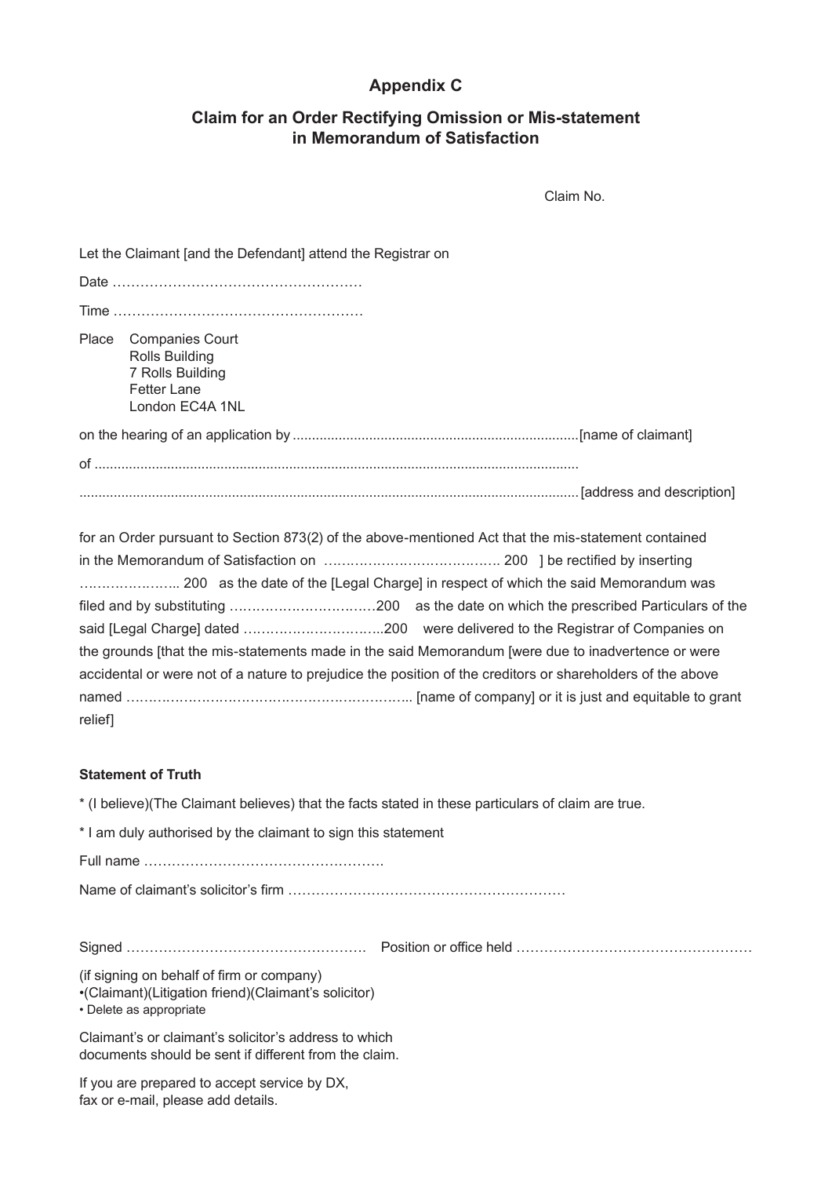## Appendix C

## Claim for an Order Rectifying Omission or Mis-statement in Memorandum of Satisfaction

Claim No.

Let the Claimant [and the Defendant] attend the Registrar on

Date ………………………………………………

Time ………………………………………………

Place Companies Court
Rolls Building
7 Rolls Building
Fetter Lane
London EC4A 1NL

on the hearing of an application by ..........................................................................[name of claimant]

of ...............................................................................................................................

.................................................................................................................................[address and description]

for an Order pursuant to Section 873(2) of the above-mentioned Act that the mis-statement contained in the Memorandum of Satisfaction on ………………………………… 200 ] be rectified by inserting ………………….. 200 as the date of the [Legal Charge] in respect of which the said Memorandum was filed and by substituting ……………………………200 as the date on which the prescribed Particulars of the said [Legal Charge] dated …………………………..200 were delivered to the Registrar of Companies on the grounds [that the mis-statements made in the said Memorandum [were due to inadvertence or were accidental or were not of a nature to prejudice the position of the creditors or shareholders of the above named ……………………………………………………….. [name of company] or it is just and equitable to grant relief]

**Statement of Truth**

* (I believe)(The Claimant believes) that the facts stated in these particulars of claim are true.

* I am duly authorised by the claimant to sign this statement

Full name …………………………………………….

Name of claimant's solicitor's firm ……………………………………………………

Signed ……………………………………………. Position or office held ……………………………………………

(if signing on behalf of firm or company)
•(Claimant)(Litigation friend)(Claimant's solicitor)
• Delete as appropriate

Claimant's or claimant's solicitor's address to which documents should be sent if different from the claim.

If you are prepared to accept service by DX, fax or e-mail, please add details.